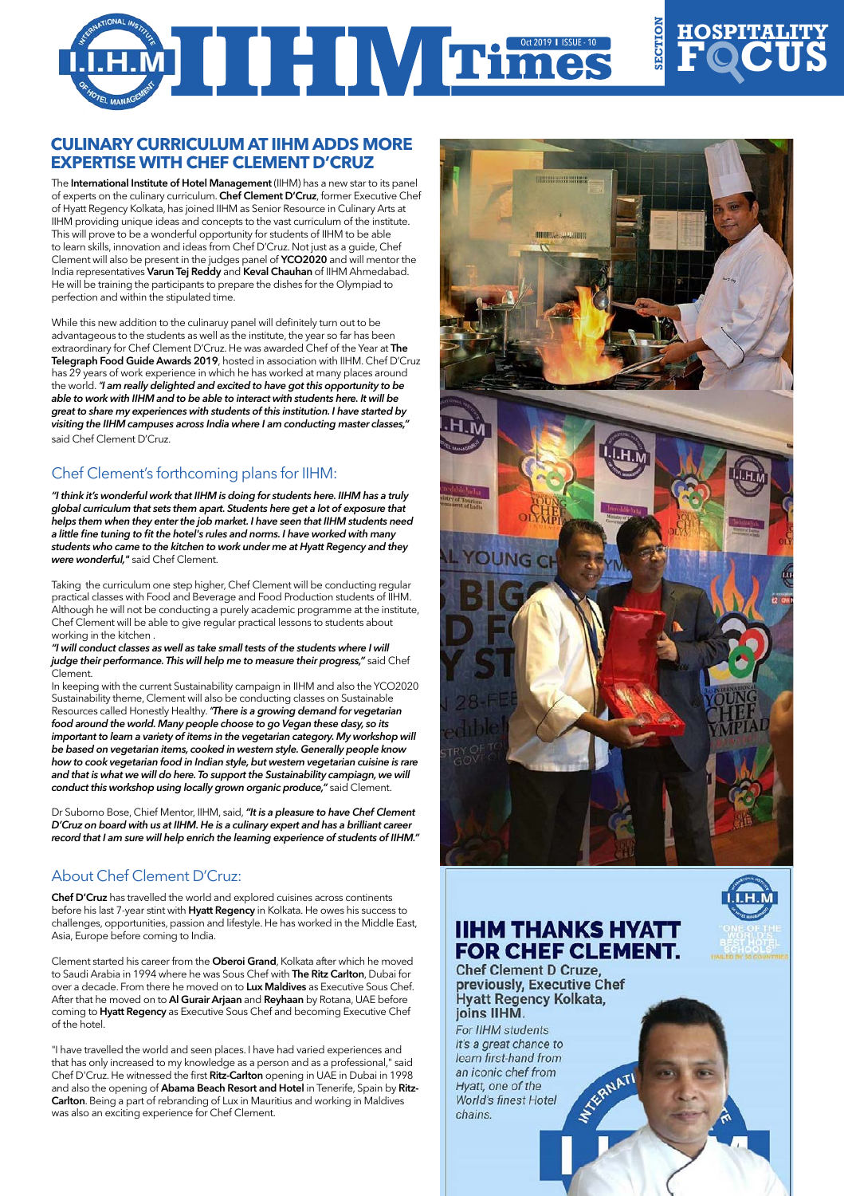## CULINARY CURRICULUM AT IIHM ADDS MORE EXPERTISE WITH CHEF CLEMENT D'CRUZ

The **International Institute of Hotel Management** (IIHM) has a new star to its panel of experts on the culinary curriculum. **Chef Clement D'Cruz**, former Executive Chef of Hyatt Regency Kolkata, has joined IIHM as Senior Resource in Culinary Arts at IIHM providing unique ideas and concepts to the vast curriculum of the institute. This will prove to be a wonderful opportunity for students of IIHM to be able to learn skills, innovation and ideas from Chef D'Cruz. Not just as a guide, Chef Clement will also be present in the judges panel of **YCO2020** and will mentor the India representatives **Varun Tej Reddy** and **Keval Chauhan** of IIHM Ahmedabad. He will be training the participants to prepare the dishes for the Olympiad to perfection and within the stipulated time.

While this new addition to the culinaruy panel will definitely turn out to be advantageous to the students as well as the institute, the year so far has been extraordinary for Chef Clement D'Cruz. He was awarded Chef of the Year at **The Telegraph Food Guide Awards 2019**, hosted in association with IIHM. Chef D'Cruz has 29 years of work experience in which he has worked at many places around the world. ***"I am really delighted and excited to have got this opportunity to be able to work with IIHM and to be able to interact with students here. It will be great to share my experiences with students of this institution. I have started by visiting the IIHM campuses across India where I am conducting master classes,"*** said Chef Clement D'Cruz.

### Chef Clement's forthcoming plans for IIHM:

***"I think it's wonderful work that IIHM is doing for students here. IIHM has a truly global curriculum that sets them apart. Students here get a lot of exposure that helps them when they enter the job market. I have seen that IIHM students need a little fine tuning to fit the hotel's rules and norms. I have worked with many students who came to the kitchen to work under me at Hyatt Regency and they were wonderful,"*** said Chef Clement.

Taking the curriculum one step higher, Chef Clement will be conducting regular practical classes with Food and Beverage and Food Production students of IIHM. Although he will not be conducting a purely academic programme at the institute, Chef Clement will be able to give regular practical lessons to students about working in the kitchen .

***"I will conduct classes as well as take small tests of the students where I will judge their performance. This will help me to measure their progress,"*** said Chef Clement.

In keeping with the current Sustainability campaign in IIHM and also the YCO2020 Sustainability theme, Clement will also be conducting classes on Sustainable Resources called Honestly Healthy. ***"There is a growing demand for vegetarian food around the world. Many people choose to go Vegan these dasy, so its important to learn a variety of items in the vegetarian category. My workshop will be based on vegetarian items, cooked in western style. Generally people know how to cook vegetarian food in Indian style, but western vegetarian cuisine is rare and that is what we will do here. To support the Sustainability campaign, we will conduct this workshop using locally grown organic produce,"*** said Clement.

Dr Suborno Bose, Chief Mentor, IIHM, said, ***"It is a pleasure to have Chef Clement D'Cruz on board with us at IIHM. He is a culinary expert and has a brilliant career record that I am sure will help enrich the learning experience of students of IIHM."***

### About Chef Clement D'Cruz:

**Chef D'Cruz** has travelled the world and explored cuisines across continents before his last 7-year stint with **Hyatt Regency** in Kolkata. He owes his success to challenges, opportunities, passion and lifestyle. He has worked in the Middle East, Asia, Europe before coming to India.

Clement started his career from the **Oberoi Grand**, Kolkata after which he moved to Saudi Arabia in 1994 where he was Sous Chef with **The Ritz Carlton**, Dubai for over a decade. From there he moved on to **Lux Maldives** as Executive Sous Chef. After that he moved on to **Al Gurair Arjaan** and **Reyhaan** by Rotana, UAE before coming to **Hyatt Regency** as Executive Sous Chef and becoming Executive Chef of the hotel.

"I have travelled the world and seen places. I have had varied experiences and that has only increased to my knowledge as a person and as a professional," said Chef D'Cruz. He witnessed the first **Ritz-Carlton** opening in UAE in Dubai in 1998 and also the opening of **Abama Beach Resort and Hotel** in Tenerife, Spain by **Ritz-Carlton**. Being a part of rebranding of Lux in Mauritius and working in Maldives was also an exciting experience for Chef Clement.

## IIHM THANKS HYATT FOR CHEF CLEMENT.

**Chef Clement D Cruze, previously, Executive Chef Hyatt Regency Kolkata, joins IIHM.**

*For IIHM students it's a great chance to learn first-hand from an iconic chef from Hyatt, one of the World's finest Hotel chains.*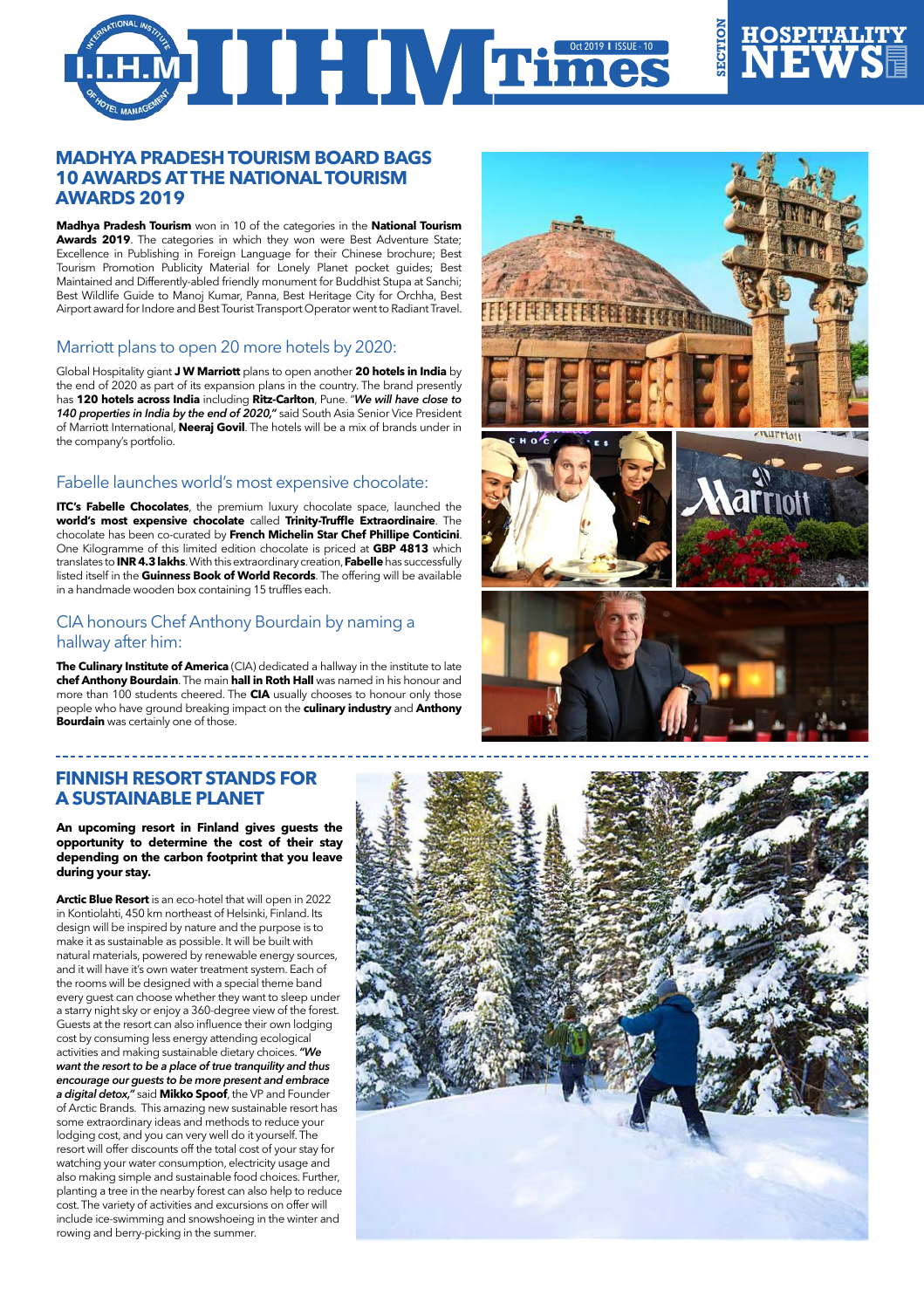# HOSPITALITY NEWS

## MADHYA PRADESH TOURISM BOARD BAGS 10 AWARDS AT THE NATIONAL TOURISM AWARDS 2019

**Madhya Pradesh Tourism** won in 10 of the categories in the **National Tourism Awards 2019**. The categories in which they won were Best Adventure State; Excellence in Publishing in Foreign Language for their Chinese brochure; Best Tourism Promotion Publicity Material for Lonely Planet pocket guides; Best Maintained and Differently-abled friendly monument for Buddhist Stupa at Sanchi; Best Wildlife Guide to Manoj Kumar, Panna, Best Heritage City for Orchha, Best Airport award for Indore and Best Tourist Transport Operator went to Radiant Travel.

### Marriott plans to open 20 more hotels by 2020:

Global Hospitality giant **J W Marriott** plans to open another **20 hotels in India** by the end of 2020 as part of its expansion plans in the country. The brand presently has **120 hotels across India** including **Ritz-Carlton**, Pune. "*We will have close to 140 properties in India by the end of 2020,*" said South Asia Senior Vice President of Marriott International, **Neeraj Govil**. The hotels will be a mix of brands under in the company's portfolio.

### Fabelle launches world's most expensive chocolate:

**ITC's Fabelle Chocolates**, the premium luxury chocolate space, launched the **world's most expensive chocolate** called **Trinity-Truffle Extraordinaire**. The chocolate has been co-curated by **French Michelin Star Chef Phillipe Conticini**. One Kilogramme of this limited edition chocolate is priced at **GBP 4813** which translates to **INR 4.3 lakhs**. With this extraordinary creation, **Fabelle** has successfully listed itself in the **Guinness Book of World Records**. The offering will be available in a handmade wooden box containing 15 truffles each.

### CIA honours Chef Anthony Bourdain by naming a hallway after him:

**The Culinary Institute of America** (CIA) dedicated a hallway in the institute to late **chef Anthony Bourdain**. The main **hall in Roth Hall** was named in his honour and more than 100 students cheered. The **CIA** usually chooses to honour only those people who have ground breaking impact on the **culinary industry** and **Anthony Bourdain** was certainly one of those.

## FINNISH RESORT STANDS FOR A SUSTAINABLE PLANET

**An upcoming resort in Finland gives guests the opportunity to determine the cost of their stay depending on the carbon footprint that you leave during your stay.**

**Arctic Blue Resort** is an eco-hotel that will open in 2022 in Kontiolahti, 450 km northeast of Helsinki, Finland. Its design will be inspired by nature and the purpose is to make it as sustainable as possible. It will be built with natural materials, powered by renewable energy sources, and it will have it's own water treatment system. Each of the rooms will be designed with a special theme band every guest can choose whether they want to sleep under a starry night sky or enjoy a 360-degree view of the forest. Guests at the resort can also influence their own lodging cost by consuming less energy attending ecological activities and making sustainable dietary choices. ***"We want the resort to be a place of true tranquility and thus encourage our guests to be more present and embrace a digital detox,"*** said **Mikko Spoof**, the VP and Founder of Arctic Brands. This amazing new sustainable resort has some extraordinary ideas and methods to reduce your lodging cost, and you can very well do it yourself. The resort will offer discounts off the total cost of your stay for watching your water consumption, electricity usage and also making simple and sustainable food choices. Further, planting a tree in the nearby forest can also help to reduce cost. The variety of activities and excursions on offer will include ice-swimming and snowshoeing in the winter and rowing and berry-picking in the summer.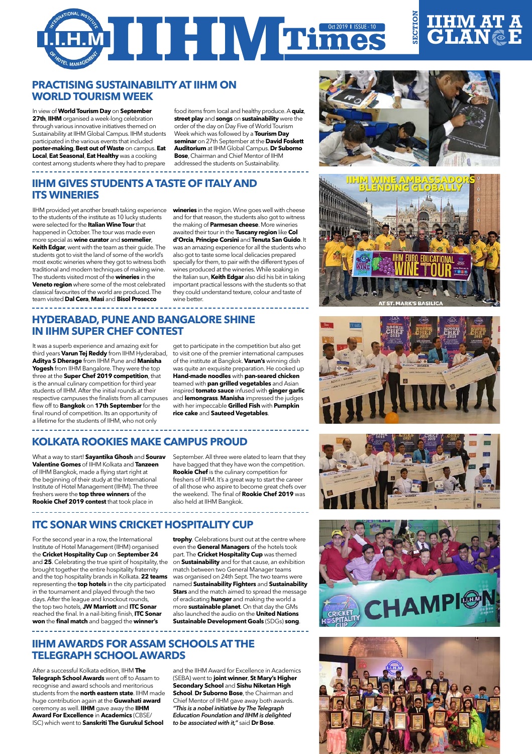# IIHM Times

Oct 2019 | ISSUE - 10

SECTION **IIHM AT A GLANCE**

## PRACTISING SUSTAINABILITY AT IIHM ON WORLD TOURISM WEEK

In view of **World Tourism Day** on **September 27th**, **IIHM** organised a week-long celebration through various innovative initiatives themed on Sustainability at IIHM Global Campus. IIHM students participated in the various events that included **poster-making**, **Best out of Waste** on campus. **Eat Local**, **Eat Seasonal**, **Eat Healthy** was a cooking contest among students where they had to prepare food items from local and healthy produce. A **quiz**, **street play** and **songs** on **sustainability** were the order of the day on Day Five of World Tourism Week which was followed by a **Tourism Day seminar** on 27th September at the **David Foskett Auditorium** at IIHM Global Campus. **Dr Suborno Bose**, Chairman and Chief Mentor of IIHM addressed the students on Sustainability.

## IIHM GIVES STUDENTS A TASTE OF ITALY AND ITS WINERIES

IIHM provided yet another breath taking experience to the students of the institute as 10 lucky students were selected for the **Italian Wine Tour** that happened in October. The tour was made even more special as **wine curator** and **sommelier**, **Keith Edgar**, went with the team as their guide. The students got to visit the land of some of the world's most exotic wineries where they got to witness both traditional and modern techniques of making wine. The students visited most of the **wineries** in the **Veneto region** where some of the most celebrated classical favourites of the world are produced. The team visited **Dal Cera**, **Masi** and **Bisol Prosecco** **wineries** in the region. Wine goes well with cheese and for that reason, the students also got to witness the making of **Parmesan cheese**. More wineries awaited their tour in the **Tuscany region** like **Col d'Orcia**, **Principe Corsini** and **Tenuta San Guido**. It was an amazing experience for all the students who also got to taste some local delicacies prepared specially for them, to pair with the different types of wines produced at the wineries. While soaking in the Italian sun, **Keith Edgar** also did his bit in taking important practical lessons with the students so that they could understand texture, colour and taste of wine better.

IIHM WINE AMBASSADORS BLENDING GLOBALLY

AT ST. MARK'S BASILICA

## HYDERABAD, PUNE AND BANGALORE SHINE IN IIHM SUPER CHEF CONTEST

It was a superb experience and amazing exit for third years **Varun Tej Reddy** from IIHM Hyderabad, **Aditya S Dherage** from IIHM Pune and **Manisha Yogesh** from IIHM Bangalore. They were the top three at the **Super Chef 2019 competition**, that is the annual culinary competition for third year students of IIHM. After the initial rounds at their respective campuses the finalists from all campuses flew off to **Bangkok** on **17th September** for the final round of competition. Its an opportunity of a lifetime for the students of IIHM, who not only get to participate in the competition but also get to visit one of the premier international campuses of the institute at Bangkok. **Varun's** winning dish was quite an exquisite preparation. He cooked up **Hand-made noodles** with **pan-seared chicken** teamed with **pan grilled vegetables** and Asian inspired **tomato sauce** infused with **ginger garlic** and **lemongrass**. **Manisha** impressed the judges with her impeccable **Grilled Fish** with **Pumpkin rice cake** and **Sauteed Vegetables**.

## KOLKATA ROOKIES MAKE CAMPUS PROUD

What a way to start! **Sayantika Ghosh** and **Sourav Valentine Gomes** of IIHM Kolkata and **Tanzeen** of IIHM Bangkok, made a flying start right at the beginning of their study at the International Institute of Hotel Management (IIHM). The three freshers were the **top three winners** of the **Rookie Chef 2019 contest** that took place in September. All three were elated to learn that they have bagged that they have won the competition. **Rookie Chef** is the culinary competition for freshers of IIHM. It's a great way to start the career of all those who aspire to become great chefs over the weekend. The final of **Rookie Chef 2019** was also held at IIHM Bangkok.

## ITC SONAR WINS CRICKET HOSPITALITY CUP

For the second year in a row, the International Institute of Hotel Management (IIHM) organised the **Cricket Hospitality Cup** on **September 24** and **25**. Celebrating the true spirit of hospitality, the brought together the entire hospitality fraternity and the top hospitality brands in Kolkata. **22 teams** representing the **top hotels** in the city participated in the tournament and played through the two days. After the league and knockout rounds, the top two hotels, **JW Marriott** and **ITC Sonar** reached the final. In a nail-biting finish, **ITC Sonar won** the **final match** and bagged the **winner's trophy**. Celebrations burst out at the centre where even the **General Managers** of the hotels took part. The **Cricket Hospitality Cup** was themed on **Sustainability** and for that cause, an exhibition match between two General Manager teams was organised on 24th Sept. The two teams were named **Sustainability Fighters** and **Sustainability Stars** and the match aimed to spread the message of eradicating **hunger** and making the world a more **sustainable planet**. On that day the GMs also launched the audio on the **United Nations Sustainable Development Goals** (SDGs) **song**.

## IIHM AWARDS FOR ASSAM SCHOOLS AT THE TELEGRAPH SCHOOL AWARDS

After a successful Kolkata edition, IIHM **The Telegraph School Awards** went off to Assam to recognise and award schools and meritorious students from the **north eastern state**. IIHM made huge contribution again at the **Guwahati award** ceremony as well. **IIHM** gave away the **IIHM Award For Excellence** in **Academics** (CBSE/ISC) which went to **Sanskriti The Gurukul School** and the IIHM Award for Excellence in Academics (SEBA) went to **joint winner**, **St Mary's Higher Secondary School** and **Sishu Niketan High School**. **Dr Suborno Bose**, the Chairman and Chief Mentor of IIHM gave away both awards. ***"This is a nobel initiative by The Telegraph Education Foundation and IIHM is delighted to be associated with it,"*** said **Dr Bose**.